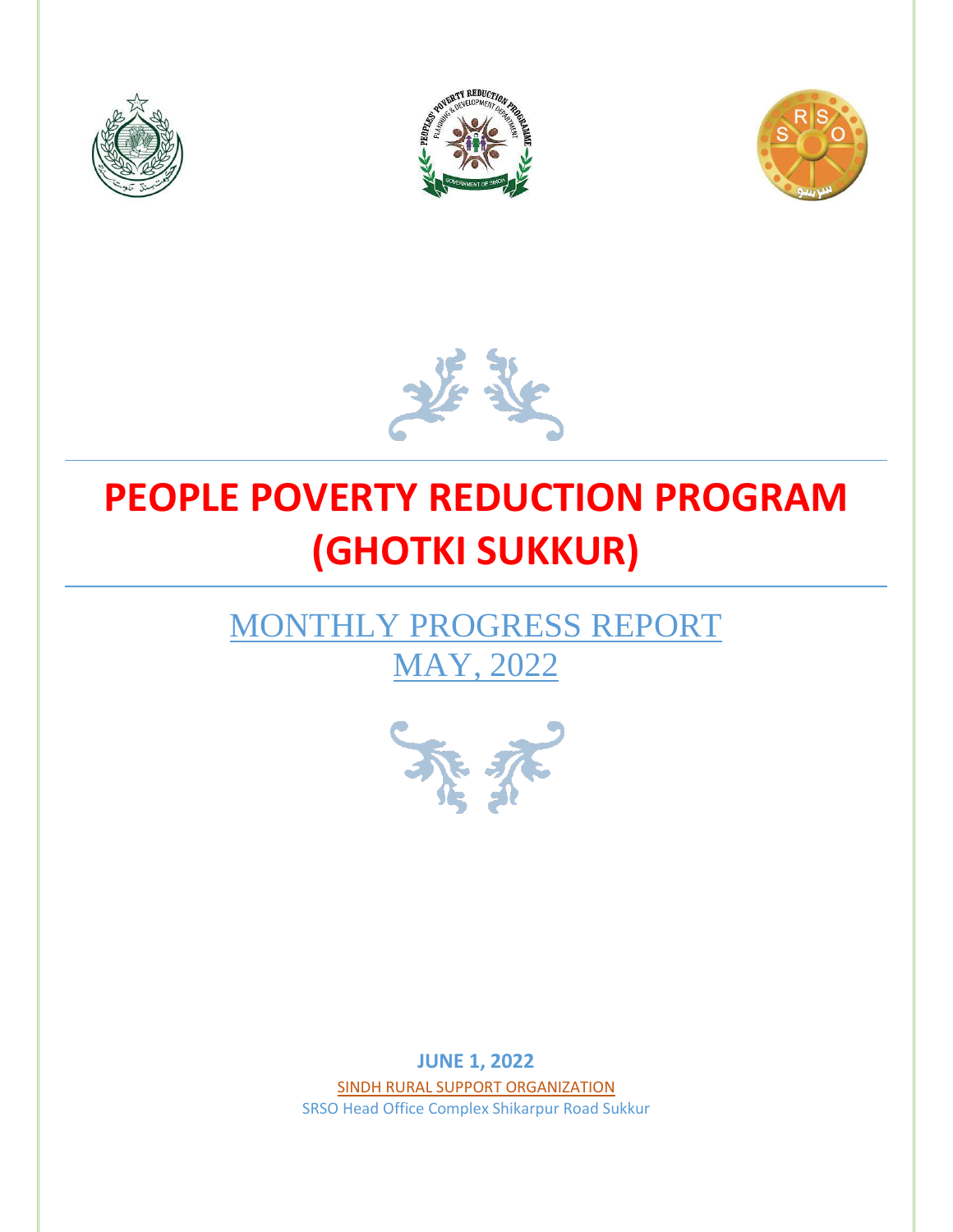# PEOPLE POVERTY REDUCTION PROGRAM (GHOTKI SUKKUR)

## MONTHLY PROGRESS REPORT MAY, 2022

**JUNE 1, 2022**

SINDH RURAL SUPPORT ORGANIZATION

SRSO Head Office Complex Shikarpur Road Sukkur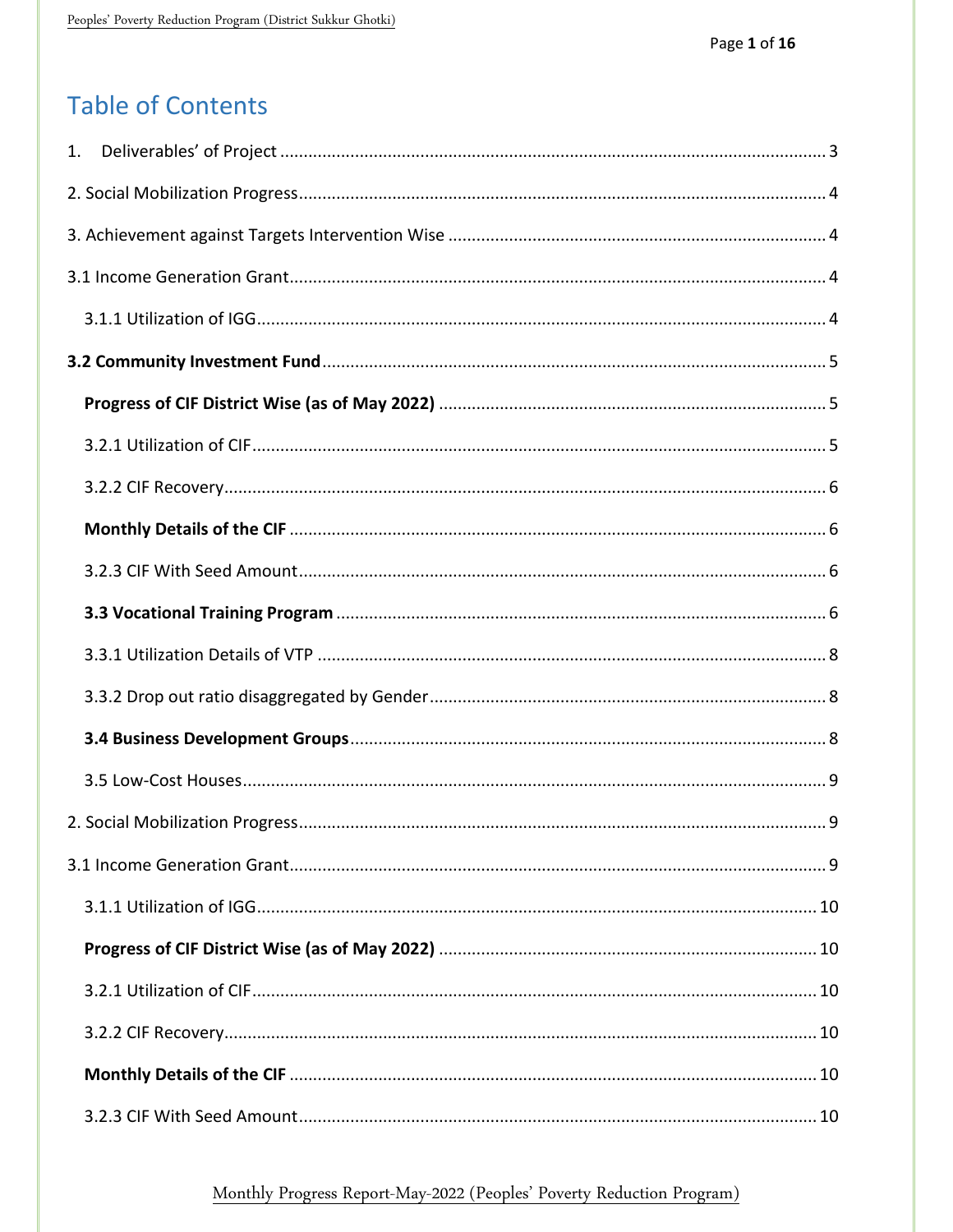# Table of Contents

1. Deliverables' of Project ........................................................................................................ 3

2. Social Mobilization Progress ........................................................................................................ 4

3. Achievement against Targets Intervention Wise ........................................................................................................ 4

3.1 Income Generation Grant ........................................................................................................ 4

3.1.1 Utilization of IGG ........................................................................................................ 4

**3.2 Community Investment Fund** ........................................................................................................ 5

**Progress of CIF District Wise (as of May 2022)** ........................................................................................................ 5

3.2.1 Utilization of CIF ........................................................................................................ 5

3.2.2 CIF Recovery ........................................................................................................ 6

**Monthly Details of the CIF** ........................................................................................................ 6

3.2.3 CIF With Seed Amount ........................................................................................................ 6

**3.3 Vocational Training Program** ........................................................................................................ 6

3.3.1 Utilization Details of VTP ........................................................................................................ 8

3.3.2 Drop out ratio disaggregated by Gender ........................................................................................................ 8

**3.4 Business Development Groups** ........................................................................................................ 8

3.5 Low-Cost Houses ........................................................................................................ 9

2. Social Mobilization Progress ........................................................................................................ 9

3.1 Income Generation Grant ........................................................................................................ 9

3.1.1 Utilization of IGG ........................................................................................................ 10

**Progress of CIF District Wise (as of May 2022)** ........................................................................................................ 10

3.2.1 Utilization of CIF ........................................................................................................ 10

3.2.2 CIF Recovery ........................................................................................................ 10

**Monthly Details of the CIF** ........................................................................................................ 10

3.2.3 CIF With Seed Amount ........................................................................................................ 10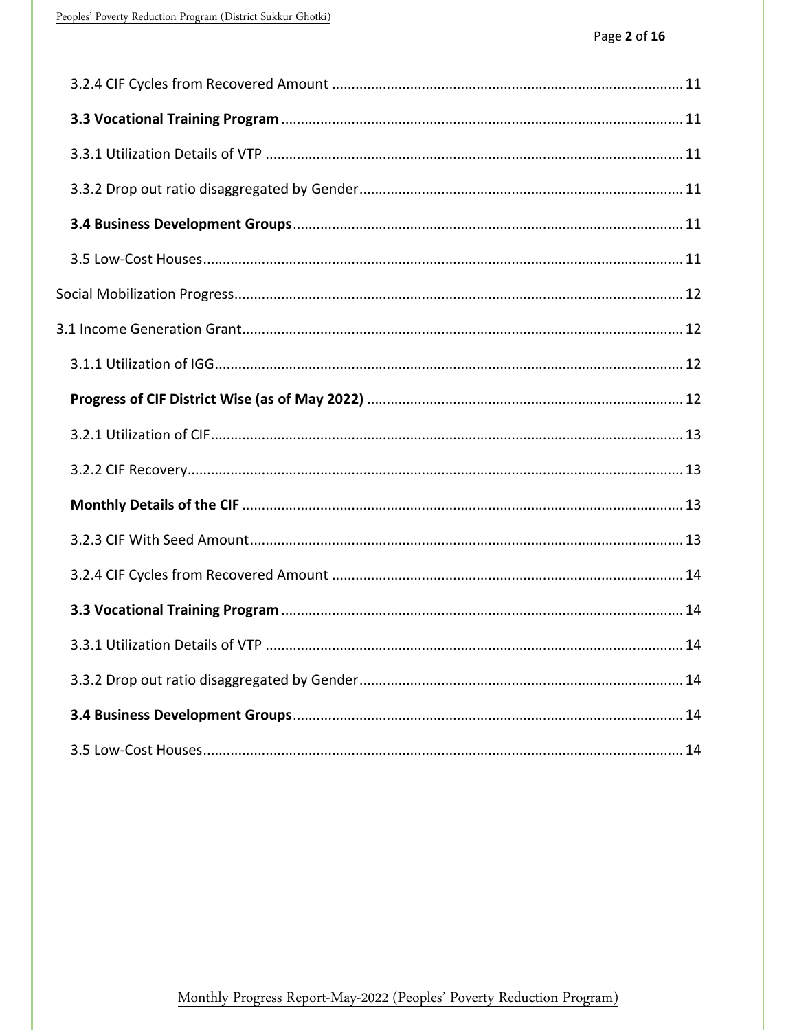3.2.4 CIF Cycles from Recovered Amount ........................................................................................ 11

**3.3 Vocational Training Program** ..................................................................................................... 11

3.3.1 Utilization Details of VTP ......................................................................................................... 11

3.3.2 Drop out ratio disaggregated by Gender................................................................................. 11

**3.4 Business Development Groups**.................................................................................................. 11

3.5 Low-Cost Houses......................................................................................................................... 11

Social Mobilization Progress................................................................................................................. 12

3.1 Income Generation Grant............................................................................................................... 12

3.1.1 Utilization of IGG...................................................................................................................... 12

**Progress of CIF District Wise (as of May 2022)** ............................................................................... 12

3.2.1 Utilization of CIF....................................................................................................................... 13

3.2.2 CIF Recovery............................................................................................................................. 13

**Monthly Details of the CIF** ............................................................................................................... 13

3.2.3 CIF With Seed Amount............................................................................................................. 13

3.2.4 CIF Cycles from Recovered Amount ........................................................................................ 14

**3.3 Vocational Training Program** ..................................................................................................... 14

3.3.1 Utilization Details of VTP ......................................................................................................... 14

3.3.2 Drop out ratio disaggregated by Gender................................................................................. 14

**3.4 Business Development Groups**.................................................................................................. 14

3.5 Low-Cost Houses......................................................................................................................... 14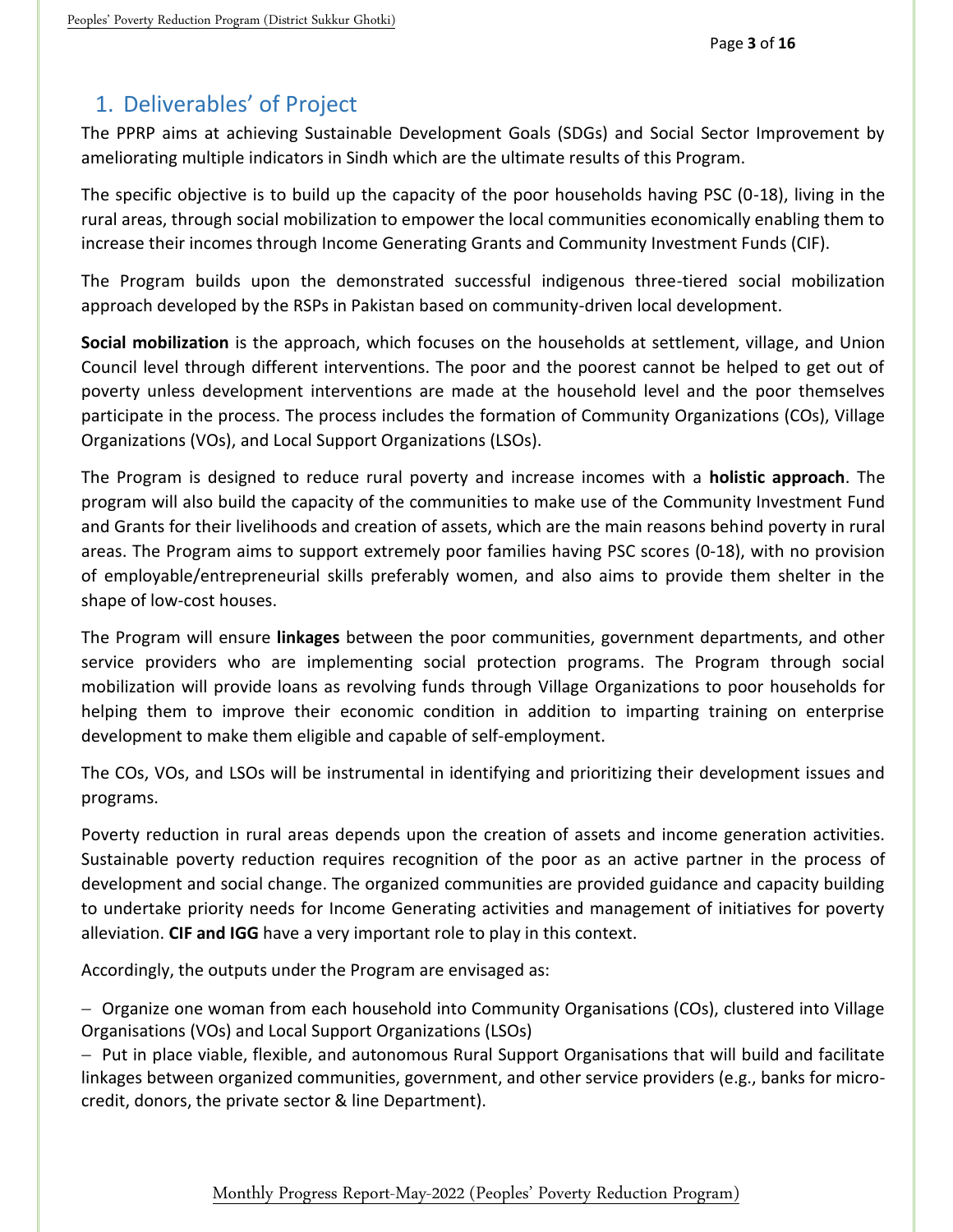# 1. Deliverables' of Project

The PPRP aims at achieving Sustainable Development Goals (SDGs) and Social Sector Improvement by ameliorating multiple indicators in Sindh which are the ultimate results of this Program.

The specific objective is to build up the capacity of the poor households having PSC (0-18), living in the rural areas, through social mobilization to empower the local communities economically enabling them to increase their incomes through Income Generating Grants and Community Investment Funds (CIF).

The Program builds upon the demonstrated successful indigenous three-tiered social mobilization approach developed by the RSPs in Pakistan based on community-driven local development.

**Social mobilization** is the approach, which focuses on the households at settlement, village, and Union Council level through different interventions. The poor and the poorest cannot be helped to get out of poverty unless development interventions are made at the household level and the poor themselves participate in the process. The process includes the formation of Community Organizations (COs), Village Organizations (VOs), and Local Support Organizations (LSOs).

The Program is designed to reduce rural poverty and increase incomes with a **holistic approach**. The program will also build the capacity of the communities to make use of the Community Investment Fund and Grants for their livelihoods and creation of assets, which are the main reasons behind poverty in rural areas. The Program aims to support extremely poor families having PSC scores (0-18), with no provision of employable/entrepreneurial skills preferably women, and also aims to provide them shelter in the shape of low-cost houses.

The Program will ensure **linkages** between the poor communities, government departments, and other service providers who are implementing social protection programs. The Program through social mobilization will provide loans as revolving funds through Village Organizations to poor households for helping them to improve their economic condition in addition to imparting training on enterprise development to make them eligible and capable of self-employment.

The COs, VOs, and LSOs will be instrumental in identifying and prioritizing their development issues and programs.

Poverty reduction in rural areas depends upon the creation of assets and income generation activities. Sustainable poverty reduction requires recognition of the poor as an active partner in the process of development and social change. The organized communities are provided guidance and capacity building to undertake priority needs for Income Generating activities and management of initiatives for poverty alleviation. **CIF and IGG** have a very important role to play in this context.

Accordingly, the outputs under the Program are envisaged as:

- Organize one woman from each household into Community Organisations (COs), clustered into Village Organisations (VOs) and Local Support Organizations (LSOs)
- Put in place viable, flexible, and autonomous Rural Support Organisations that will build and facilitate linkages between organized communities, government, and other service providers (e.g., banks for micro-credit, donors, the private sector & line Department).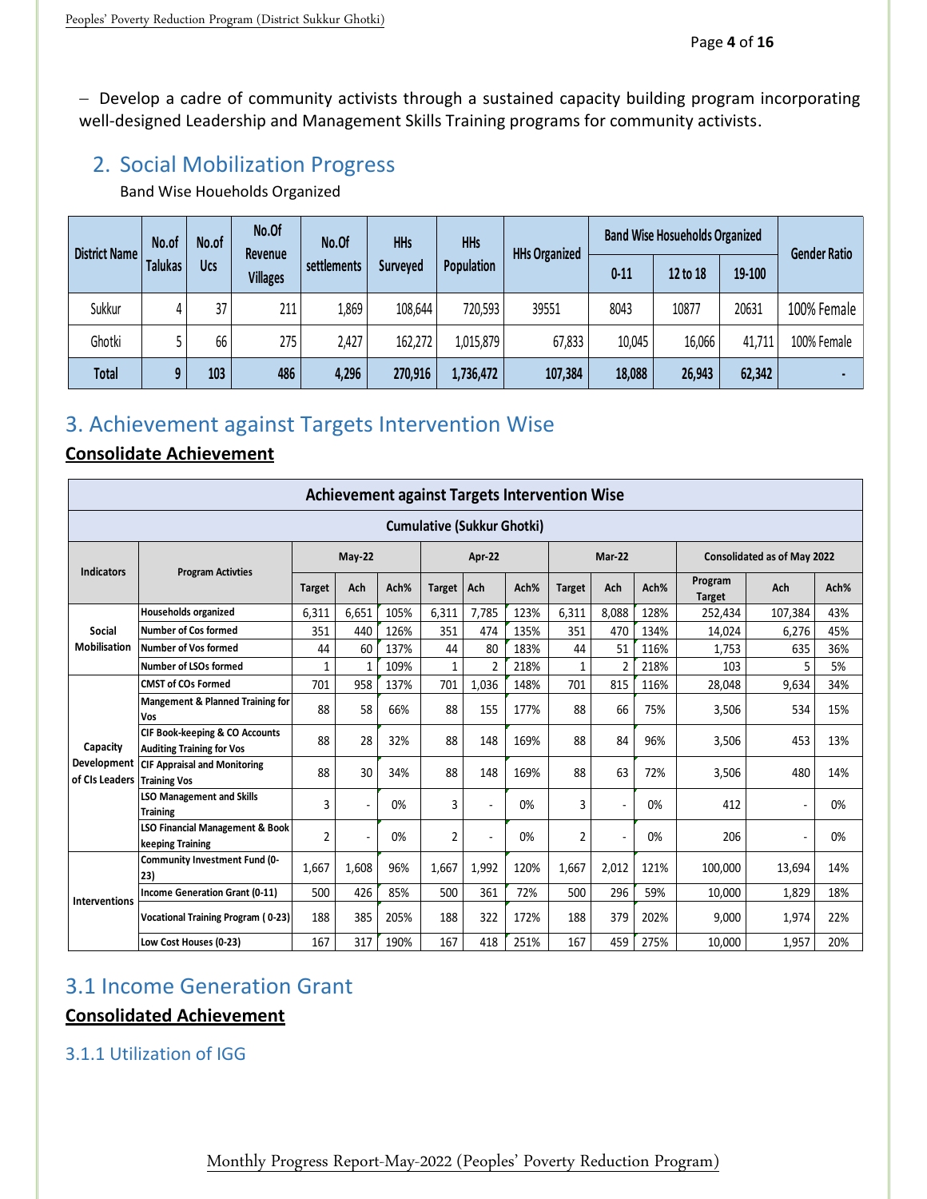− Develop a cadre of community activists through a sustained capacity building program incorporating well-designed Leadership and Management Skills Training programs for community activists.

## 2. Social Mobilization Progress

Band Wise Houeholds Organized

| District Name | No.of Talukas | No.of Ucs | No.Of Revenue Villages | No.Of settlements | HHs Surveyed | HHs Population | HHs Organized | Band Wise Hosueholds Organized | | | Gender Ratio |
|---|---|---|---|---|---|---|---|---|---|---|---|
| | | | | | | | | 0-11 | 12 to 18 | 19-100 | |
| Sukkur | 4 | 37 | 211 | 1,869 | 108,644 | 720,593 | 39551 | 8043 | 10877 | 20631 | 100% Female |
| Ghotki | 5 | 66 | 275 | 2,427 | 162,272 | 1,015,879 | 67,833 | 10,045 | 16,066 | 41,711 | 100% Female |
| **Total** | **9** | **103** | **486** | **4,296** | **270,916** | **1,736,472** | **107,384** | **18,088** | **26,943** | **62,342** | **-** |

## 3. Achievement against Targets Intervention Wise

**Consolidate Achievement**

**Achievement against Targets Intervention Wise**

**Cumulative (Sukkur Ghotki)**

| Indicators | Program Activties | May-22 | | | Apr-22 | | | Mar-22 | | | Consolidated as of May 2022 | | |
|---|---|---|---|---|---|---|---|---|---|---|---|---|---|
| | | Target | Ach | Ach% | Target | Ach | Ach% | Target | Ach | Ach% | Program Target | Ach | Ach% |
| Social Mobilisation | Households organized | 6,311 | 6,651 | 105% | 6,311 | 7,785 | 123% | 6,311 | 8,088 | 128% | 252,434 | 107,384 | 43% |
| | Number of Cos formed | 351 | 440 | 126% | 351 | 474 | 135% | 351 | 470 | 134% | 14,024 | 6,276 | 45% |
| | Number of Vos formed | 44 | 60 | 137% | 44 | 80 | 183% | 44 | 51 | 116% | 1,753 | 635 | 36% |
| | Number of LSOs formed | 1 | 1 | 109% | 1 | 2 | 218% | 1 | 2 | 218% | 103 | 5 | 5% |
| Capacity Development of CIs Leaders | CMST of COs Formed | 701 | 958 | 137% | 701 | 1,036 | 148% | 701 | 815 | 116% | 28,048 | 9,634 | 34% |
| | Mangement & Planned Training for Vos | 88 | 58 | 66% | 88 | 155 | 177% | 88 | 66 | 75% | 3,506 | 534 | 15% |
| | CIF Book-keeping & CO Accounts Auditing Training for Vos | 88 | 28 | 32% | 88 | 148 | 169% | 88 | 84 | 96% | 3,506 | 453 | 13% |
| | CIF Appraisal and Monitoring Training Vos | 88 | 30 | 34% | 88 | 148 | 169% | 88 | 63 | 72% | 3,506 | 480 | 14% |
| | LSO Management and Skills Training | 3 | - | 0% | 3 | - | 0% | 3 | - | 0% | 412 | - | 0% |
| | LSO Financial Management & Book keeping Training | 2 | - | 0% | 2 | - | 0% | 2 | - | 0% | 206 | - | 0% |
| Interventions | Community Investment Fund (0-23) | 1,667 | 1,608 | 96% | 1,667 | 1,992 | 120% | 1,667 | 2,012 | 121% | 100,000 | 13,694 | 14% |
| | Income Generation Grant (0-11) | 500 | 426 | 85% | 500 | 361 | 72% | 500 | 296 | 59% | 10,000 | 1,829 | 18% |
| | Vocational Training Program ( 0-23) | 188 | 385 | 205% | 188 | 322 | 172% | 188 | 379 | 202% | 9,000 | 1,974 | 22% |
| | Low Cost Houses (0-23) | 167 | 317 | 190% | 167 | 418 | 251% | 167 | 459 | 275% | 10,000 | 1,957 | 20% |

## 3.1 Income Generation Grant

**Consolidated Achievement**

### 3.1.1 Utilization of IGG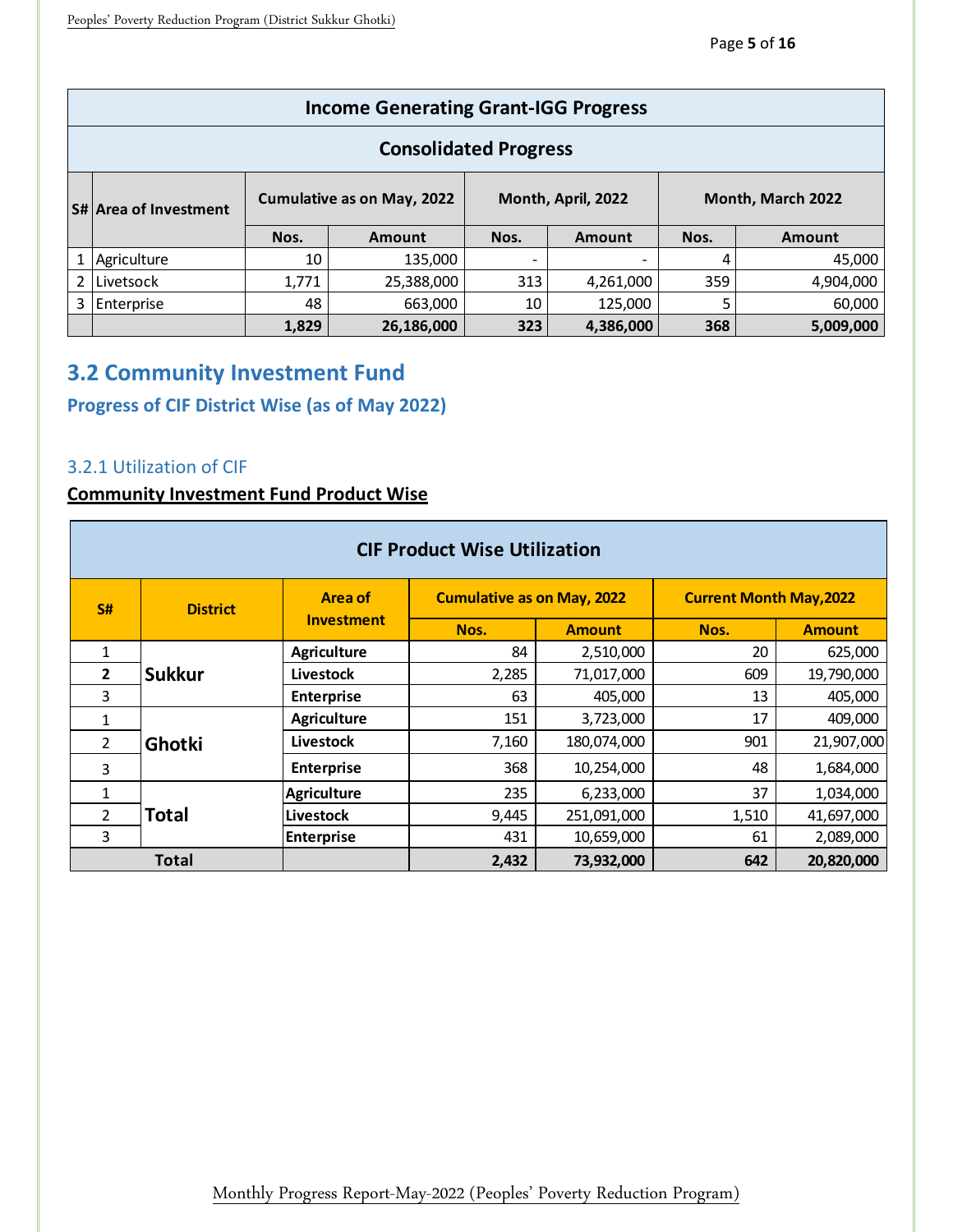| Income Generating Grant-IGG Progress | | | | | | | |
|---|---|---|---|---|---|---|---|
| Consolidated Progress | | | | | | | |
| S# | Area of Investment | Cumulative as on May, 2022 | | Month, April, 2022 | | Month, March 2022 | |
| | | Nos. | Amount | Nos. | Amount | Nos. | Amount |
| 1 | Agriculture | 10 | 135,000 | - | - | 4 | 45,000 |
| 2 | Livetsock | 1,771 | 25,388,000 | 313 | 4,261,000 | 359 | 4,904,000 |
| 3 | Enterprise | 48 | 663,000 | 10 | 125,000 | 5 | 60,000 |
| | | **1,829** | **26,186,000** | **323** | **4,386,000** | **368** | **5,009,000** |

## 3.2 Community Investment Fund

### Progress of CIF District Wise (as of May 2022)

#### 3.2.1 Utilization of CIF

**Community Investment Fund Product Wise**

| CIF Product Wise Utilization | | | | | | |
|---|---|---|---|---|---|---|
| S# | District | Area of Investment | Cumulative as on May, 2022 | | Current Month May,2022 | |
| | | | Nos. | Amount | Nos. | Amount |
| 1 | Sukkur | Agriculture | 84 | 2,510,000 | 20 | 625,000 |
| 2 | | Livestock | 2,285 | 71,017,000 | 609 | 19,790,000 |
| 3 | | Enterprise | 63 | 405,000 | 13 | 405,000 |
| 1 | Ghotki | Agriculture | 151 | 3,723,000 | 17 | 409,000 |
| 2 | | Livestock | 7,160 | 180,074,000 | 901 | 21,907,000 |
| 3 | | Enterprise | 368 | 10,254,000 | 48 | 1,684,000 |
| 1 | Total | Agriculture | 235 | 6,233,000 | 37 | 1,034,000 |
| 2 | | Livestock | 9,445 | 251,091,000 | 1,510 | 41,697,000 |
| 3 | | Enterprise | 431 | 10,659,000 | 61 | 2,089,000 |
| **Total** | | | **2,432** | **73,932,000** | **642** | **20,820,000** |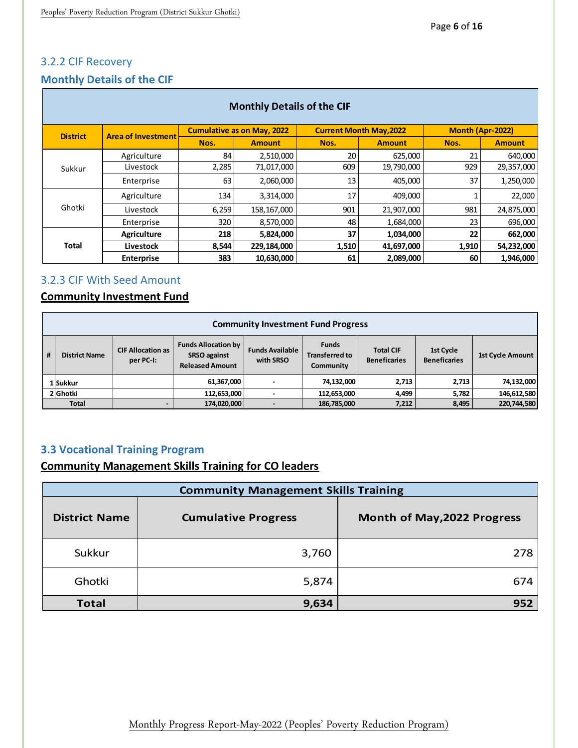### 3.2.2 CIF Recovery

## Monthly Details of the CIF

| Monthly Details of the CIF | | | | | | | |
|---|---|---|---|---|---|---|---|
| District | Area of Investment | Cumulative as on May, 2022 | | Current Month May,2022 | | Month (Apr-2022) | |
| | | Nos. | Amount | Nos. | Amount | Nos. | Amount |
| Sukkur | Agriculture | 84 | 2,510,000 | 20 | 625,000 | 21 | 640,000 |
| | Livestock | 2,285 | 71,017,000 | 609 | 19,790,000 | 929 | 29,357,000 |
| | Enterprise | 63 | 2,060,000 | 13 | 405,000 | 37 | 1,250,000 |
| Ghotki | Agriculture | 134 | 3,314,000 | 17 | 409,000 | 1 | 22,000 |
| | Livestock | 6,259 | 158,167,000 | 901 | 21,907,000 | 981 | 24,875,000 |
| | Enterprise | 320 | 8,570,000 | 48 | 1,684,000 | 23 | 696,000 |
| **Total** | **Agriculture** | **218** | **5,824,000** | **37** | **1,034,000** | **22** | **662,000** |
| | **Livestock** | **8,544** | **229,184,000** | **1,510** | **41,697,000** | **1,910** | **54,232,000** |
| | **Enterprise** | **383** | **10,630,000** | **61** | **2,089,000** | **60** | **1,946,000** |

### 3.2.3 CIF With Seed Amount

**Community Investment Fund**

| Community Investment Fund Progress | | | | | | | | |
|---|---|---|---|---|---|---|---|---|
| # | District Name | CIF Allocation as per PC-I: | Funds Allocation by SRSO against Released Amount | Funds Available with SRSO | Funds Transferred to Community | Total CIF Beneficaries | 1st Cycle Beneficaries | 1st Cycle Amount |
| 1 | Sukkur | | 61,367,000 | - | 74,132,000 | 2,713 | 2,713 | 74,132,000 |
| 2 | Ghotki | | 112,653,000 | - | 112,653,000 | 4,499 | 5,782 | 146,612,580 |
| | Total | - | 174,020,000 | - | 186,785,000 | 7,212 | 8,495 | 220,744,580 |

## 3.3 Vocational Training Program

**Community Management Skills Training for CO leaders**

| Community Management Skills Training | | |
|---|---|---|
| District Name | Cumulative Progress | Month of May,2022 Progress |
| Sukkur | 3,760 | 278 |
| Ghotki | 5,874 | 674 |
| **Total** | **9,634** | **952** |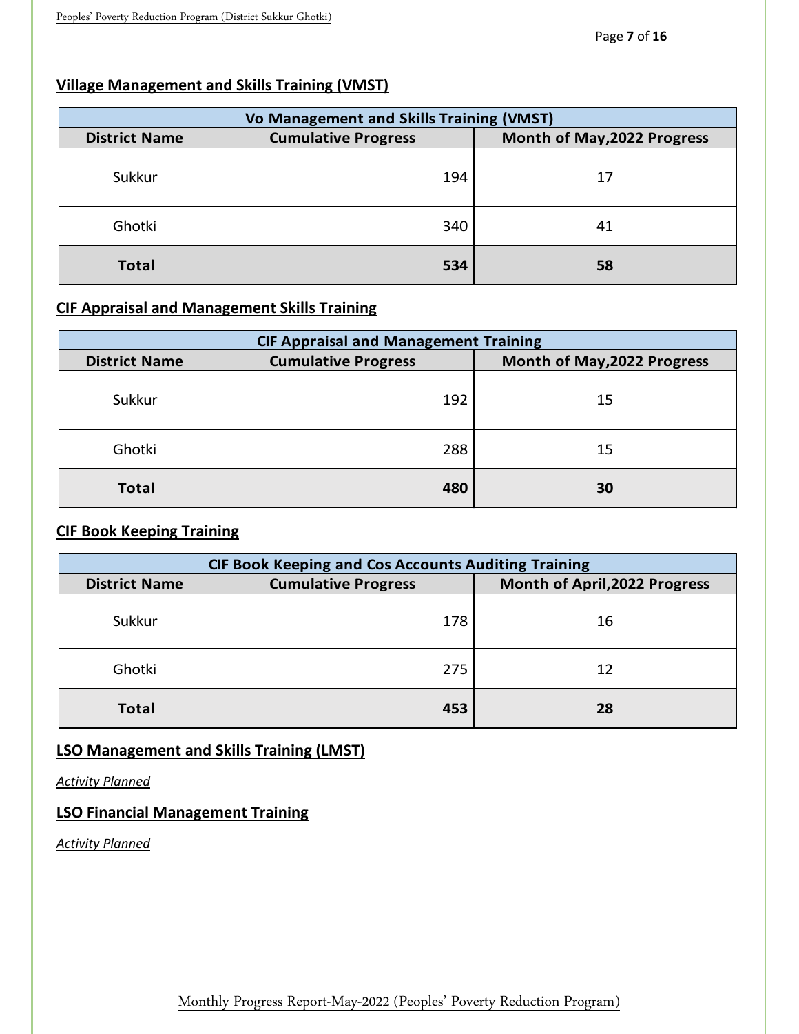## Village Management and Skills Training (VMST)

| Vo Management and Skills Training (VMST) | | |
|---|---|---|
| **District Name** | **Cumulative Progress** | **Month of May,2022 Progress** |
| Sukkur | 194 | 17 |
| Ghotki | 340 | 41 |
| **Total** | **534** | **58** |

## CIF Appraisal and Management Skills Training

| CIF Appraisal and Management Training | | |
|---|---|---|
| **District Name** | **Cumulative Progress** | **Month of May,2022 Progress** |
| Sukkur | 192 | 15 |
| Ghotki | 288 | 15 |
| **Total** | **480** | **30** |

## CIF Book Keeping Training

| CIF Book Keeping and Cos Accounts Auditing Training | | |
|---|---|---|
| **District Name** | **Cumulative Progress** | **Month of April,2022 Progress** |
| Sukkur | 178 | 16 |
| Ghotki | 275 | 12 |
| **Total** | **453** | **28** |

## LSO Management and Skills Training (LMST)

*Activity Planned*

## LSO Financial Management Training

*Activity Planned*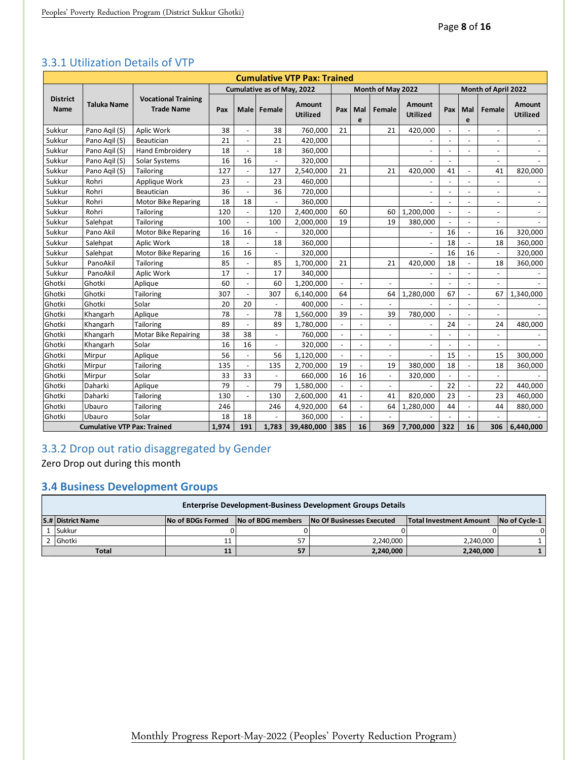## 3.3.1 Utilization Details of VTP

| Cumulative VTP Pax: Trained | | | | | | | | | | | | | | | |
|---|---|---|---|---|---|---|---|---|---|---|---|---|---|---|---|
| District Name | Taluka Name | Vocational Training Trade Name | Cumulative as of May, 2022 | | | | Month of May 2022 | | | | Month of April 2022 | | | | |
| | | | Pax | Male | Female | Amount Utilized | Pax | Male | Female | Amount Utilized | Pax | Male | Female | Amount Utilized |
| Sukkur | Pano Aqil (S) | Aplic Work | 38 | - | 38 | 760,000 | 21 | | 21 | 420,000 | - | - | - | - |
| Sukkur | Pano Aqil (S) | Beautician | 21 | - | 21 | 420,000 | | | | - | - | - | - | - |
| Sukkur | Pano Aqil (S) | Hand Embroidery | 18 | - | 18 | 360,000 | | | | - | - | - | - | - |
| Sukkur | Pano Aqil (S) | Solar Systems | 16 | 16 | - | 320,000 | | | | - | - | | - | - |
| Sukkur | Pano Aqil (S) | Tailoring | 127 | - | 127 | 2,540,000 | 21 | | 21 | 420,000 | 41 | - | 41 | 820,000 |
| Sukkur | Rohri | Applique Work | 23 | - | 23 | 460,000 | | | | - | - | - | - | - |
| Sukkur | Rohri | Beautician | 36 | - | 36 | 720,000 | | | | - | - | - | - | - |
| Sukkur | Rohri | Motor Bike Reparing | 18 | 18 | - | 360,000 | | | | - | - | - | - | - |
| Sukkur | Rohri | Tailoring | 120 | - | 120 | 2,400,000 | 60 | | 60 | 1,200,000 | - | - | - | - |
| Sukkur | Salehpat | Tailoring | 100 | - | 100 | 2,000,000 | 19 | | 19 | 380,000 | - | - | - | - |
| Sukkur | Pano Akil | Motor Bike Reparing | 16 | 16 | - | 320,000 | | | | - | 16 | - | 16 | 320,000 |
| Sukkur | Salehpat | Aplic Work | 18 | - | 18 | 360,000 | | | | - | 18 | - | 18 | 360,000 |
| Sukkur | Salehpat | Motor Bike Reparing | 16 | 16 | - | 320,000 | | | | - | 16 | 16 | - | 320,000 |
| Sukkur | PanoAkil | Tailoring | 85 | - | 85 | 1,700,000 | 21 | | 21 | 420,000 | 18 | - | 18 | 360,000 |
| Sukkur | PanoAkil | Aplic Work | 17 | - | 17 | 340,000 | | | | - | - | - | - | - |
| Ghotki | Ghotki | Aplique | 60 | - | 60 | 1,200,000 | - | - | - | - | - | - | - | - |
| Ghotki | Ghotki | Tailoring | 307 | - | 307 | 6,140,000 | 64 | | 64 | 1,280,000 | 67 | - | 67 | 1,340,000 |
| Ghotki | Ghotki | Solar | 20 | 20 | - | 400,000 | - | - | - | - | - | - | - | - |
| Ghotki | Khangarh | Aplique | 78 | - | 78 | 1,560,000 | 39 | - | 39 | 780,000 | - | - | - | - |
| Ghotki | Khangarh | Tailoring | 89 | - | 89 | 1,780,000 | - | - | - | - | 24 | - | 24 | 480,000 |
| Ghotki | Khangarh | Motar Bike Repairing | 38 | 38 | - | 760,000 | - | - | - | - | - | - | - | - |
| Ghotki | Khangarh | Solar | 16 | 16 | - | 320,000 | - | - | - | - | - | - | - | - |
| Ghotki | Mirpur | Aplique | 56 | - | 56 | 1,120,000 | - | - | - | - | 15 | - | 15 | 300,000 |
| Ghotki | Mirpur | Tailoring | 135 | - | 135 | 2,700,000 | 19 | - | 19 | 380,000 | 18 | - | 18 | 360,000 |
| Ghotki | Mirpur | Solar | 33 | 33 | - | 660,000 | 16 | 16 | - | 320,000 | - | - | - | - |
| Ghotki | Daharki | Aplique | 79 | - | 79 | 1,580,000 | - | - | - | - | 22 | - | 22 | 440,000 |
| Ghotki | Daharki | Tailoring | 130 | - | 130 | 2,600,000 | 41 | - | 41 | 820,000 | 23 | - | 23 | 460,000 |
| Ghotki | Ubauro | Tailoring | 246 | | 246 | 4,920,000 | 64 | - | 64 | 1,280,000 | 44 | - | 44 | 880,000 |
| Ghotki | Ubauro | Solar | 18 | 18 | - | 360,000 | - | - | - | - | - | - | - | - |
| **Cumulative VTP Pax: Trained** | | | **1,974** | **191** | **1,783** | **39,480,000** | **385** | **16** | **369** | **7,700,000** | **322** | **16** | **306** | **6,440,000** |

## 3.3.2 Drop out ratio disaggregated by Gender

Zero Drop out during this month

## 3.4 Business Development Groups

| Enterprise Development-Business Development Groups Details | | | | | | |
|---|---|---|---|---|---|---|
| S.# | District Name | No of BDGs Formed | No of BDG members | No Of Businesses Executed | Total Investment Amount | No of Cycle-1 |
| 1 | Sukkur | 0 | 0 | 0 | 0 | 0 |
| 2 | Ghotki | 11 | 57 | 2,240,000 | 2,240,000 | 1 |
| **Total** | | **11** | **57** | **2,240,000** | **2,240,000** | **1** |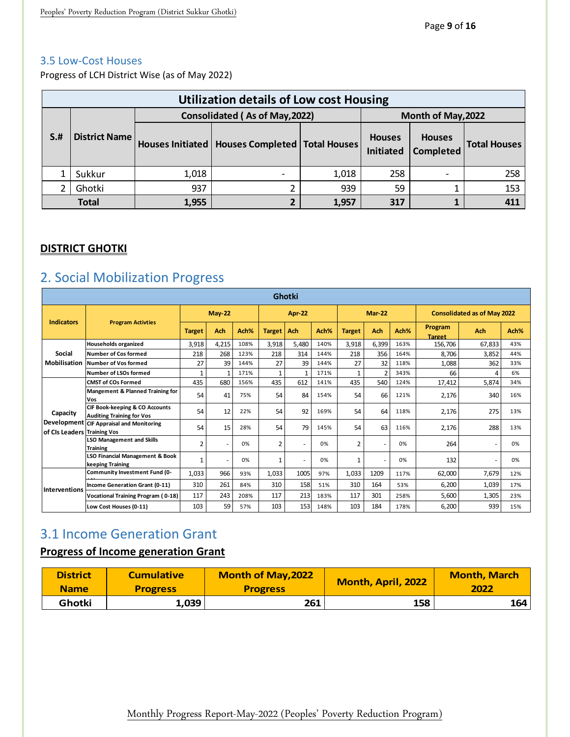## 3.5 Low-Cost Houses

Progress of LCH District Wise (as of May 2022)

| Utilization details of Low cost Housing | | | | | | | |
|---|---|---|---|---|---|---|---|
| S.# | District Name | Consolidated ( As of May,2022) | | | Month of May,2022 | | |
| | | Houses Initiated | Houses Completed | Total Houses | Houses Initiated | Houses Completed | Total Houses |
| 1 | Sukkur | 1,018 | - | 1,018 | 258 | - | 258 |
| 2 | Ghotki | 937 | 2 | 939 | 59 | 1 | 153 |
| **Total** | | **1,955** | **2** | **1,957** | **317** | **1** | **411** |

**DISTRICT GHOTKI**

## 2. Social Mobilization Progress

| Ghotki | | | | | | | | | | | | | |
|---|---|---|---|---|---|---|---|---|---|---|---|---|---|
| Indicators | Program Activties | May-22 | | | Apr-22 | | | Mar-22 | | | Consolidated as of May 2022 | | |
| | | Target | Ach | Ach% | Target | Ach | Ach% | Target | Ach | Ach% | Program Target | Ach | Ach% |
| Social Mobilisation | Households organized | 3,918 | 4,215 | 108% | 3,918 | 5,480 | 140% | 3,918 | 6,399 | 163% | 156,706 | 67,833 | 43% |
| | Number of Cos formed | 218 | 268 | 123% | 218 | 314 | 144% | 218 | 356 | 164% | 8,706 | 3,852 | 44% |
| | Number of Vos formed | 27 | 39 | 144% | 27 | 39 | 144% | 27 | 32 | 118% | 1,088 | 362 | 33% |
| | Number of LSOs formed | 1 | 1 | 171% | 1 | 1 | 171% | 1 | 2 | 343% | 66 | 4 | 6% |
| Capacity Development of CIs Leaders | CMST of COs Formed | 435 | 680 | 156% | 435 | 612 | 141% | 435 | 540 | 124% | 17,412 | 5,874 | 34% |
| | Mangement & Planned Training for Vos | 54 | 41 | 75% | 54 | 84 | 154% | 54 | 66 | 121% | 2,176 | 340 | 16% |
| | CIF Book-keeping & CO Accounts Auditing Training for Vos | 54 | 12 | 22% | 54 | 92 | 169% | 54 | 64 | 118% | 2,176 | 275 | 13% |
| | CIF Appraisal and Monitoring Training Vos | 54 | 15 | 28% | 54 | 79 | 145% | 54 | 63 | 116% | 2,176 | 288 | 13% |
| | LSO Management and Skills Training | 2 | - | 0% | 2 | - | 0% | 2 | - | 0% | 264 | - | 0% |
| | LSO Financial Management & Book keeping Training | 1 | - | 0% | 1 | - | 0% | 1 | - | 0% | 132 | - | 0% |
| Interventions | Community Investment Fund (0-18) | 1,033 | 966 | 93% | 1,033 | 1005 | 97% | 1,033 | 1209 | 117% | 62,000 | 7,679 | 12% |
| | Income Generation Grant (0-11) | 310 | 261 | 84% | 310 | 158 | 51% | 310 | 164 | 53% | 6,200 | 1,039 | 17% |
| | Vocational Training Program ( 0-18) | 117 | 243 | 208% | 117 | 213 | 183% | 117 | 301 | 258% | 5,600 | 1,305 | 23% |
| | Low Cost Houses (0-11) | 103 | 59 | 57% | 103 | 153 | 148% | 103 | 184 | 178% | 6,200 | 939 | 15% |

## 3.1 Income Generation Grant

**Progress of Income generation Grant**

| District Name | Cumulative Progress | Month of May,2022 Progress | Month, April, 2022 | Month, March 2022 |
|---|---|---|---|---|
| Ghotki | 1,039 | 261 | 158 | 164 |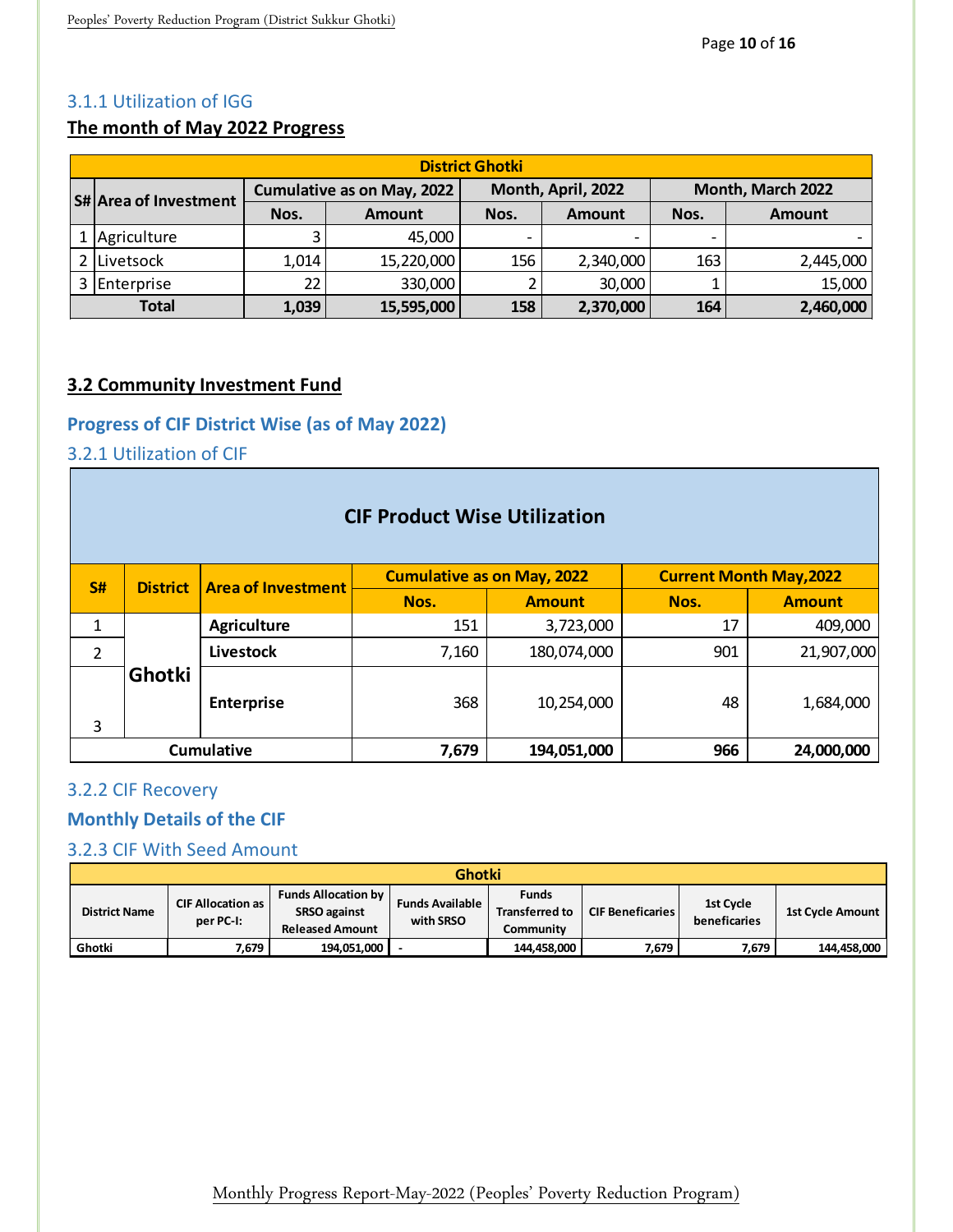### 3.1.1 Utilization of IGG

**The month of May 2022 Progress**

| District Ghotki | | | | | | | |
|---|---|---|---|---|---|---|---|
| S# | Area of Investment | Cumulative as on May, 2022 | | Month, April, 2022 | | Month, March 2022 | |
| | | Nos. | Amount | Nos. | Amount | Nos. | Amount |
| 1 | Agriculture | 3 | 45,000 | - | - | - | - |
| 2 | Livetsock | 1,014 | 15,220,000 | 156 | 2,340,000 | 163 | 2,445,000 |
| 3 | Enterprise | 22 | 330,000 | 2 | 30,000 | 1 | 15,000 |
| **Total** | | **1,039** | **15,595,000** | **158** | **2,370,000** | **164** | **2,460,000** |

## 3.2 Community Investment Fund

### Progress of CIF District Wise (as of May 2022)

### 3.2.1 Utilization of CIF

| CIF Product Wise Utilization | | | | | | |
|---|---|---|---|---|---|---|
| S# | District | Area of Investment | Cumulative as on May, 2022 | | Current Month May,2022 | |
| | | | Nos. | Amount | Nos. | Amount |
| 1 | Ghotki | **Agriculture** | 151 | 3,723,000 | 17 | 409,000 |
| 2 | | **Livestock** | 7,160 | 180,074,000 | 901 | 21,907,000 |
| 3 | | **Enterprise** | 368 | 10,254,000 | 48 | 1,684,000 |
| **Cumulative** | | | **7,679** | **194,051,000** | **966** | **24,000,000** |

### 3.2.2 CIF Recovery

### Monthly Details of the CIF

### 3.2.3 CIF With Seed Amount

| Ghotki | | | | | | | |
|---|---|---|---|---|---|---|---|
| District Name | CIF Allocation as per PC-I: | Funds Allocation by SRSO against Released Amount | Funds Available with SRSO | Funds Transferred to Community | CIF Beneficaries | 1st Cycle beneficaries | 1st Cycle Amount |
| Ghotki | 7,679 | 194,051,000 | - | 144,458,000 | 7,679 | 7,679 | 144,458,000 |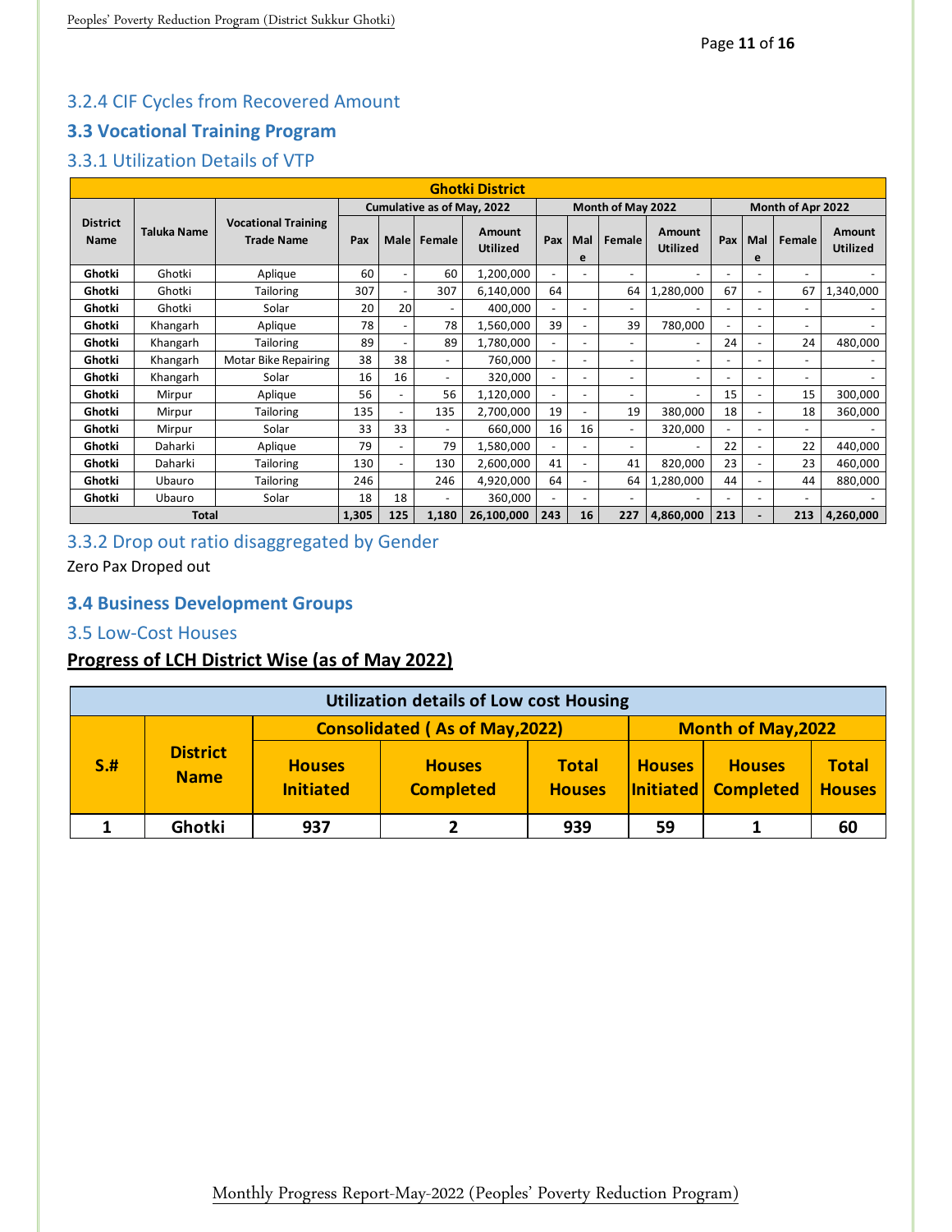### 3.2.4 CIF Cycles from Recovered Amount

## 3.3 Vocational Training Program

### 3.3.1 Utilization Details of VTP

| Ghotki District | | | | | | | | | | | | | | |
|---|---|---|---|---|---|---|---|---|---|---|---|---|---|---|
| District Name | Taluka Name | Vocational Training Trade Name | Cumulative as of May, 2022 | | | | Month of May 2022 | | | | Month of Apr 2022 | | | |
| | | | Pax | Male | Female | Amount Utilized | Pax | Male | Female | Amount Utilized | Pax | Male | Female | Amount Utilized |
| Ghotki | Ghotki | Aplique | 60 | - | 60 | 1,200,000 | - | - | - | - | - | - | - | - |
| Ghotki | Ghotki | Tailoring | 307 | - | 307 | 6,140,000 | 64 | | 64 | 1,280,000 | 67 | - | 67 | 1,340,000 |
| Ghotki | Ghotki | Solar | 20 | 20 | - | 400,000 | - | - | - | - | - | - | - | - |
| Ghotki | Khangarh | Aplique | 78 | - | 78 | 1,560,000 | 39 | - | 39 | 780,000 | - | - | - | - |
| Ghotki | Khangarh | Tailoring | 89 | - | 89 | 1,780,000 | - | - | - | - | 24 | - | 24 | 480,000 |
| Ghotki | Khangarh | Motar Bike Repairing | 38 | 38 | - | 760,000 | - | - | - | - | - | - | - | - |
| Ghotki | Khangarh | Solar | 16 | 16 | - | 320,000 | - | - | - | - | - | - | - | - |
| Ghotki | Mirpur | Aplique | 56 | - | 56 | 1,120,000 | - | - | - | - | 15 | - | 15 | 300,000 |
| Ghotki | Mirpur | Tailoring | 135 | - | 135 | 2,700,000 | 19 | - | 19 | 380,000 | 18 | - | 18 | 360,000 |
| Ghotki | Mirpur | Solar | 33 | 33 | - | 660,000 | 16 | 16 | - | 320,000 | - | - | - | - |
| Ghotki | Daharki | Aplique | 79 | - | 79 | 1,580,000 | - | - | - | - | 22 | - | 22 | 440,000 |
| Ghotki | Daharki | Tailoring | 130 | - | 130 | 2,600,000 | 41 | - | 41 | 820,000 | 23 | - | 23 | 460,000 |
| Ghotki | Ubauro | Tailoring | 246 | | 246 | 4,920,000 | 64 | - | 64 | 1,280,000 | 44 | - | 44 | 880,000 |
| Ghotki | Ubauro | Solar | 18 | 18 | - | 360,000 | - | - | - | - | - | - | - | - |
| **Total** | | | **1,305** | **125** | **1,180** | **26,100,000** | **243** | **16** | **227** | **4,860,000** | **213** | **-** | **213** | **4,260,000** |

### 3.3.2 Drop out ratio disaggregated by Gender

Zero Pax Droped out

## 3.4 Business Development Groups

### 3.5 Low-Cost Houses

**Progress of LCH District Wise (as of May 2022)**

| Utilization details of Low cost Housing | | | | | | | |
|---|---|---|---|---|---|---|---|
| S.# | District Name | Consolidated ( As of May,2022) | | | Month of May,2022 | | |
| | | Houses Initiated | Houses Completed | Total Houses | Houses Initiated | Houses Completed | Total Houses |
| 1 | Ghotki | 937 | 2 | 939 | 59 | 1 | 60 |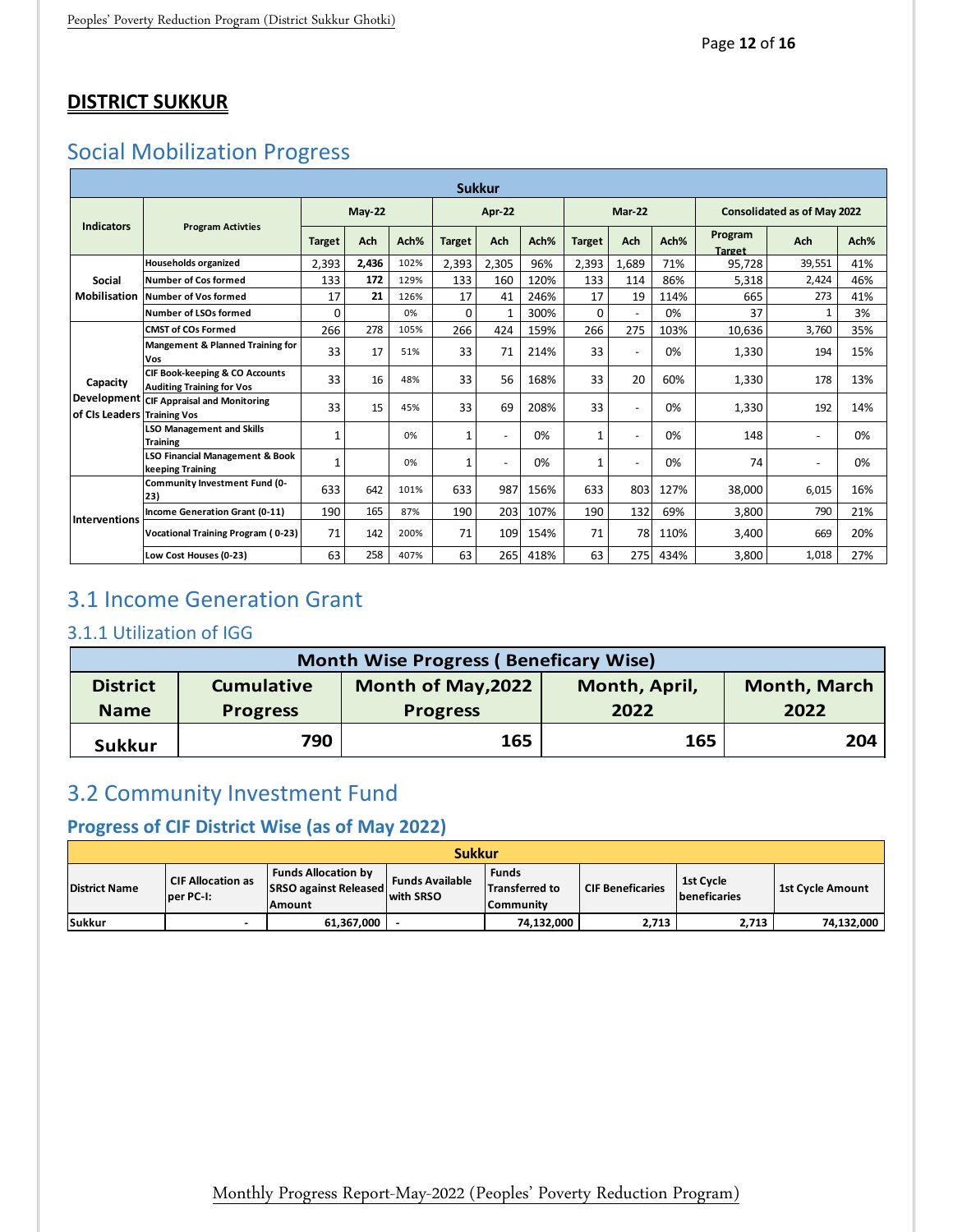## DISTRICT SUKKUR

# Social Mobilization Progress

| Sukkur | | | | | | | | | | | | | | |
|---|---|---|---|---|---|---|---|---|---|---|---|---|---|---|
| Indicators | Program Activties | May-22 | | | Apr-22 | | | Mar-22 | | | Consolidated as of May 2022 | | |
| | | Target | Ach | Ach% | Target | Ach | Ach% | Target | Ach | Ach% | Program Target | Ach | Ach% |
| Social Mobilisation | Households organized | 2,393 | **2,436** | 102% | 2,393 | 2,305 | 96% | 2,393 | 1,689 | 71% | 95,728 | 39,551 | 41% |
| | Number of Cos formed | 133 | **172** | 129% | 133 | 160 | 120% | 133 | 114 | 86% | 5,318 | 2,424 | 46% |
| | Number of Vos formed | 17 | **21** | 126% | 17 | 41 | 246% | 17 | 19 | 114% | 665 | 273 | 41% |
| | Number of LSOs formed | 0 | | 0% | 0 | 1 | 300% | 0 | - | 0% | 37 | 1 | 3% |
| Capacity Development of CIs Leaders | CMST of COs Formed | 266 | 278 | 105% | 266 | 424 | 159% | 266 | 275 | 103% | 10,636 | 3,760 | 35% |
| | Mangement & Planned Training for Vos | 33 | 17 | 51% | 33 | 71 | 214% | 33 | - | 0% | 1,330 | 194 | 15% |
| | CIF Book-keeping & CO Accounts Auditing Training for Vos | 33 | 16 | 48% | 33 | 56 | 168% | 33 | 20 | 60% | 1,330 | 178 | 13% |
| | CIF Appraisal and Monitoring Training Vos | 33 | 15 | 45% | 33 | 69 | 208% | 33 | - | 0% | 1,330 | 192 | 14% |
| | LSO Management and Skills Training | 1 | | 0% | 1 | - | 0% | 1 | - | 0% | 148 | - | 0% |
| | LSO Financial Management & Book keeping Training | 1 | | 0% | 1 | - | 0% | 1 | - | 0% | 74 | - | 0% |
| Interventions | Community Investment Fund (0-23) | 633 | 642 | 101% | 633 | 987 | 156% | 633 | 803 | 127% | 38,000 | 6,015 | 16% |
| | Income Generation Grant (0-11) | 190 | 165 | 87% | 190 | 203 | 107% | 190 | 132 | 69% | 3,800 | 790 | 21% |
| | Vocational Training Program ( 0-23) | 71 | 142 | 200% | 71 | 109 | 154% | 71 | 78 | 110% | 3,400 | 669 | 20% |
| | Low Cost Houses (0-23) | 63 | 258 | 407% | 63 | 265 | 418% | 63 | 275 | 434% | 3,800 | 1,018 | 27% |

# 3.1 Income Generation Grant

## 3.1.1 Utilization of IGG

| Month Wise Progress ( Beneficary Wise) | | | | |
|---|---|---|---|---|
| District Name | Cumulative Progress | Month of May,2022 Progress | Month, April, 2022 | Month, March 2022 |
| Sukkur | 790 | 165 | 165 | 204 |

# 3.2 Community Investment Fund

### Progress of CIF District Wise (as of May 2022)

| Sukkur | | | | | | | |
|---|---|---|---|---|---|---|---|
| District Name | CIF Allocation as per PC-I: | Funds Allocation by SRSO against Released Amount | Funds Available with SRSO | Funds Transferred to Community | CIF Beneficaries | 1st Cycle beneficaries | 1st Cycle Amount |
| Sukkur | - | 61,367,000 | - | 74,132,000 | 2,713 | 2,713 | 74,132,000 |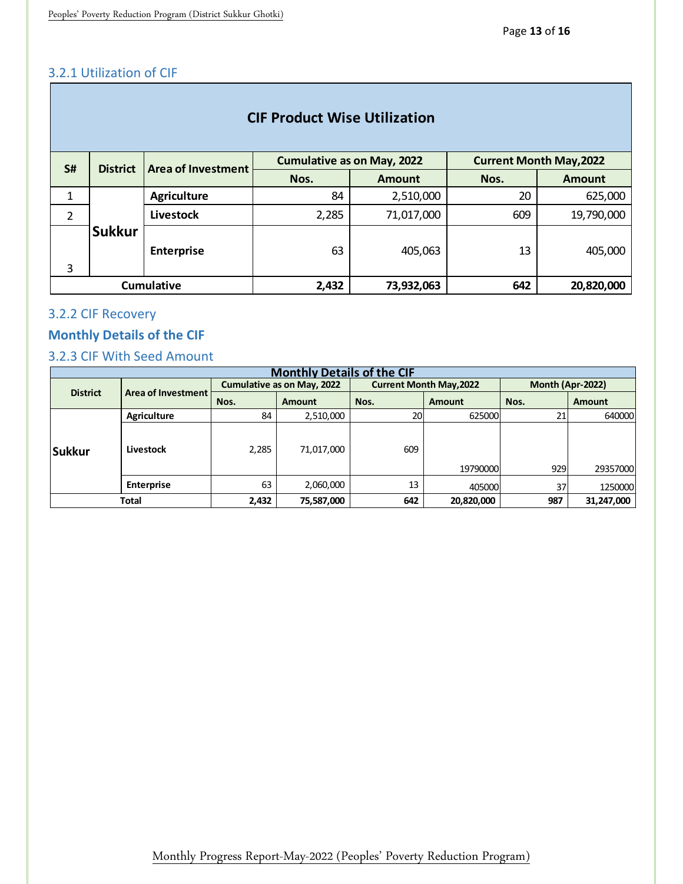### 3.2.1 Utilization of CIF

| CIF Product Wise Utilization | | | | | | |
|---|---|---|---|---|---|---|
| **S#** | **District** | **Area of Investment** | **Cumulative as on May, 2022** | | **Current Month May,2022** | |
| | | | **Nos.** | **Amount** | **Nos.** | **Amount** |
| 1 | **Sukkur** | **Agriculture** | 84 | 2,510,000 | 20 | 625,000 |
| 2 | | **Livestock** | 2,285 | 71,017,000 | 609 | 19,790,000 |
| 3 | | **Enterprise** | 63 | 405,063 | 13 | 405,000 |
| **Cumulative** | | | **2,432** | **73,932,063** | **642** | **20,820,000** |

### 3.2.2 CIF Recovery

### Monthly Details of the CIF

### 3.2.3 CIF With Seed Amount

| Monthly Details of the CIF | | | | | | | |
|---|---|---|---|---|---|---|---|
| **District** | **Area of Investment** | **Cumulative as on May, 2022** | | **Current Month May,2022** | | **Month (Apr-2022)** | |
| | | **Nos.** | **Amount** | **Nos.** | **Amount** | **Nos.** | **Amount** |
| **Sukkur** | **Agriculture** | 84 | 2,510,000 | 20 | 625000 | 21 | 640000 |
| | **Livestock** | 2,285 | 71,017,000 | 609 | 19790000 | 929 | 29357000 |
| | **Enterprise** | 63 | 2,060,000 | 13 | 405000 | 37 | 1250000 |
| **Total** | | **2,432** | **75,587,000** | **642** | **20,820,000** | **987** | **31,247,000** |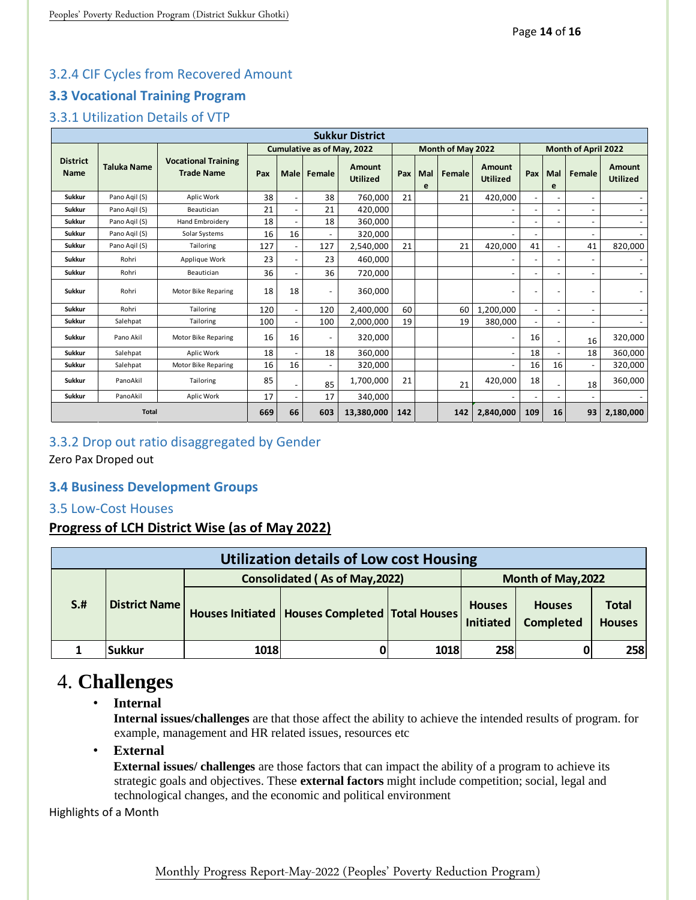### 3.2.4 CIF Cycles from Recovered Amount

## 3.3 Vocational Training Program

### 3.3.1 Utilization Details of VTP

| Sukkur District | | | | | | | | | | | | | | |
|---|---|---|---|---|---|---|---|---|---|---|---|---|---|---|
| District Name | Taluka Name | Vocational Training Trade Name | Cumulative as of May, 2022 | | | | Month of May 2022 | | | | Month of April 2022 | | | |
| | | | Pax | Male | Female | Amount Utilized | Pax | Male | Female | Amount Utilized | Pax | Male | Female | Amount Utilized |
| Sukkur | Pano Aqil (S) | Aplic Work | 38 | - | 38 | 760,000 | 21 | | 21 | 420,000 | - | - | - | - |
| Sukkur | Pano Aqil (S) | Beautician | 21 | - | 21 | 420,000 | | | | - | - | - | - | - |
| Sukkur | Pano Aqil (S) | Hand Embroidery | 18 | - | 18 | 360,000 | | | | - | - | - | - | - |
| Sukkur | Pano Aqil (S) | Solar Systems | 16 | 16 | - | 320,000 | | | | - | - | | - | - |
| Sukkur | Pano Aqil (S) | Tailoring | 127 | - | 127 | 2,540,000 | 21 | | 21 | 420,000 | 41 | - | 41 | 820,000 |
| Sukkur | Rohri | Applique Work | 23 | - | 23 | 460,000 | | | | - | - | - | - | - |
| Sukkur | Rohri | Beautician | 36 | - | 36 | 720,000 | | | | - | - | - | - | - |
| Sukkur | Rohri | Motor Bike Reparing | 18 | 18 | - | 360,000 | | | | - | - | - | - | - |
| Sukkur | Rohri | Tailoring | 120 | - | 120 | 2,400,000 | 60 | | 60 | 1,200,000 | - | - | - | - |
| Sukkur | Salehpat | Tailoring | 100 | - | 100 | 2,000,000 | 19 | | 19 | 380,000 | - | - | - | - |
| Sukkur | Pano Akil | Motor Bike Reparing | 16 | 16 | - | 320,000 | | | | - | 16 | - | 16 | 320,000 |
| Sukkur | Salehpat | Aplic Work | 18 | - | 18 | 360,000 | | | | - | 18 | - | 18 | 360,000 |
| Sukkur | Salehpat | Motor Bike Reparing | 16 | 16 | - | 320,000 | | | | - | 16 | 16 | - | 320,000 |
| Sukkur | PanoAkil | Tailoring | 85 | - | 85 | 1,700,000 | 21 | | 21 | 420,000 | 18 | - | 18 | 360,000 |
| Sukkur | PanoAkil | Aplic Work | 17 | - | 17 | 340,000 | | | | - | - | - | - | - |
| Total | | | 669 | 66 | 603 | 13,380,000 | 142 | | 142 | 2,840,000 | 109 | 16 | 93 | 2,180,000 |

### 3.3.2 Drop out ratio disaggregated by Gender

Zero Pax Droped out

## 3.4 Business Development Groups

### 3.5 Low-Cost Houses

**Progress of LCH District Wise (as of May 2022)**

| Utilization details of Low cost Housing | | | | | | | |
|---|---|---|---|---|---|---|---|
| S.# | District Name | Consolidated ( As of May,2022) | | | Month of May,2022 | | |
| | | Houses Initiated | Houses Completed | Total Houses | Houses Initiated | Houses Completed | Total Houses |
| 1 | Sukkur | 1018 | 0 | 1018 | 258 | 0 | 258 |

# 4. Challenges

- **Internal**
  **Internal issues/challenges** are that those affect the ability to achieve the intended results of program. for example, management and HR related issues, resources etc
- **External**
  **External issues/ challenges** are those factors that can impact the ability of a program to achieve its strategic goals and objectives. These **external factors** might include competition; social, legal and technological changes, and the economic and political environment

Highlights of a Month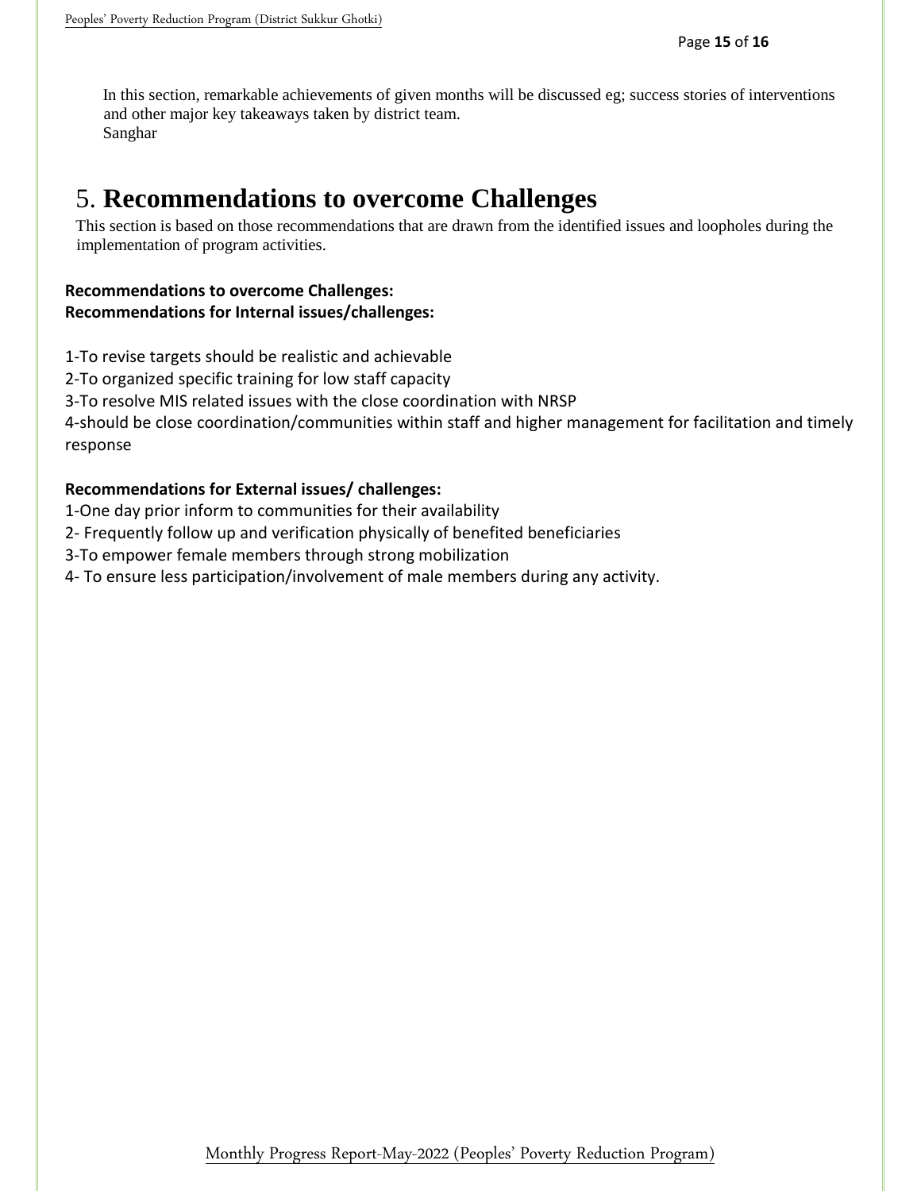In this section, remarkable achievements of given months will be discussed eg; success stories of interventions and other major key takeaways taken by district team.
Sanghar

# 5. Recommendations to overcome Challenges

This section is based on those recommendations that are drawn from the identified issues and loopholes during the implementation of program activities.

**Recommendations to overcome Challenges:**
**Recommendations for Internal issues/challenges:**

1-To revise targets should be realistic and achievable
2-To organized specific training for low staff capacity
3-To resolve MIS related issues with the close coordination with NRSP
4-should be close coordination/communities within staff and higher management for facilitation and timely response

**Recommendations for External issues/ challenges:**

1-One day prior inform to communities for their availability
2- Frequently follow up and verification physically of benefited beneficiaries
3-To empower female members through strong mobilization
4- To ensure less participation/involvement of male members during any activity.